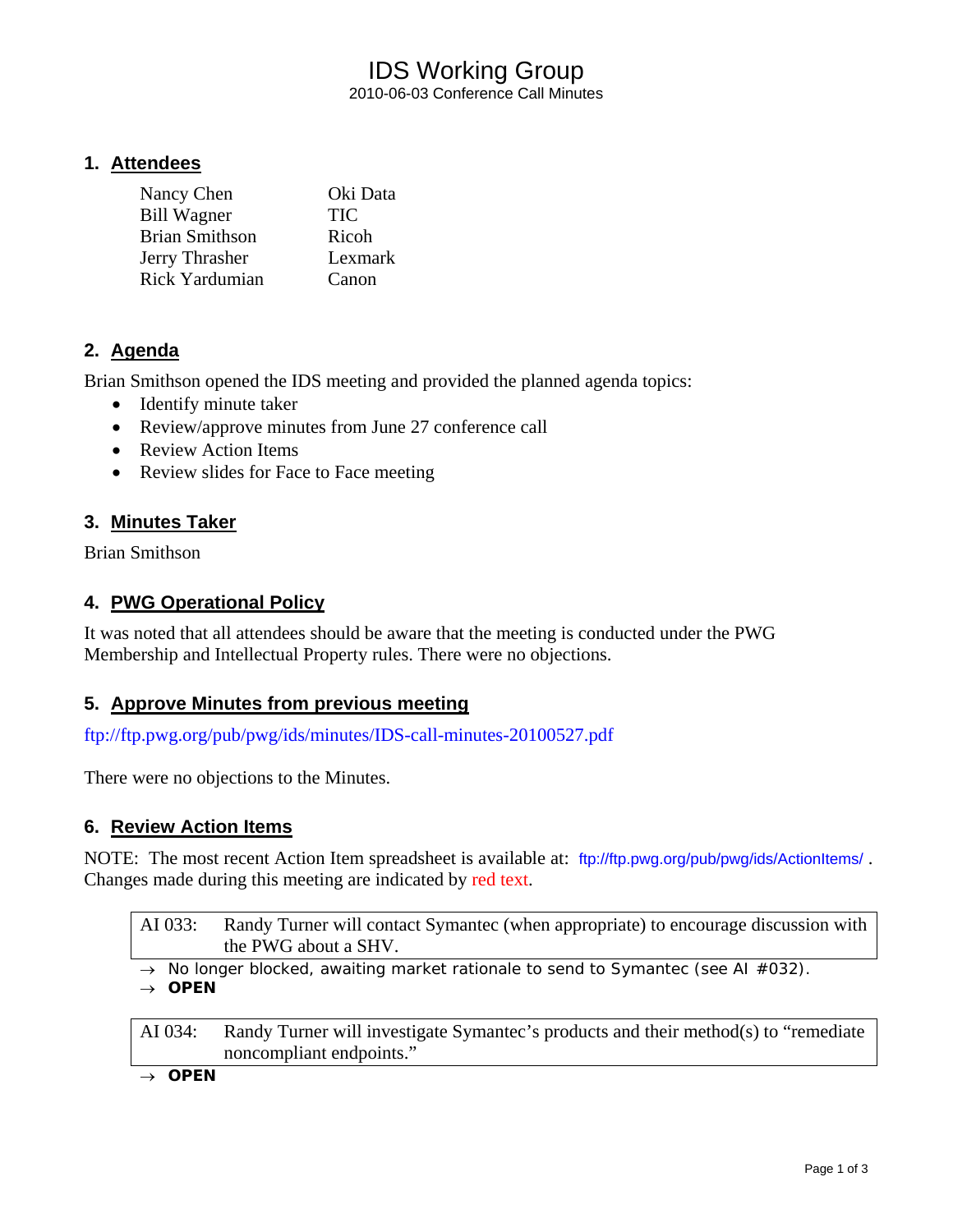# IDS Working Group

2010-06-03 Conference Call Minutes

## 1. Attendees

| | |
|---|---|
| Nancy Chen | Oki Data |
| Bill Wagner | TIC |
| Brian Smithson | Ricoh |
| Jerry Thrasher | Lexmark |
| Rick Yardumian | Canon |

## 2. Agenda

Brian Smithson opened the IDS meeting and provided the planned agenda topics:

- Identify minute taker
- Review/approve minutes from June 27 conference call
- Review Action Items
- Review slides for Face to Face meeting

## 3. Minutes Taker

Brian Smithson

## 4. PWG Operational Policy

It was noted that all attendees should be aware that the meeting is conducted under the PWG Membership and Intellectual Property rules. There were no objections.

## 5. Approve Minutes from previous meeting

ftp://ftp.pwg.org/pub/pwg/ids/minutes/IDS-call-minutes-20100527.pdf

There were no objections to the Minutes.

## 6. Review Action Items

NOTE: The most recent Action Item spreadsheet is available at: ftp://ftp.pwg.org/pub/pwg/ids/ActionItems/ . Changes made during this meeting are indicated by red text.

| AI 033: | Randy Turner will contact Symantec (when appropriate) to encourage discussion with the PWG about a SHV. |
|---|---|

→ No longer blocked, awaiting market rationale to send to Symantec (see AI #032).
→ **OPEN**

| AI 034: | Randy Turner will investigate Symantec's products and their method(s) to "remediate noncompliant endpoints." |
|---|---|

→ **OPEN**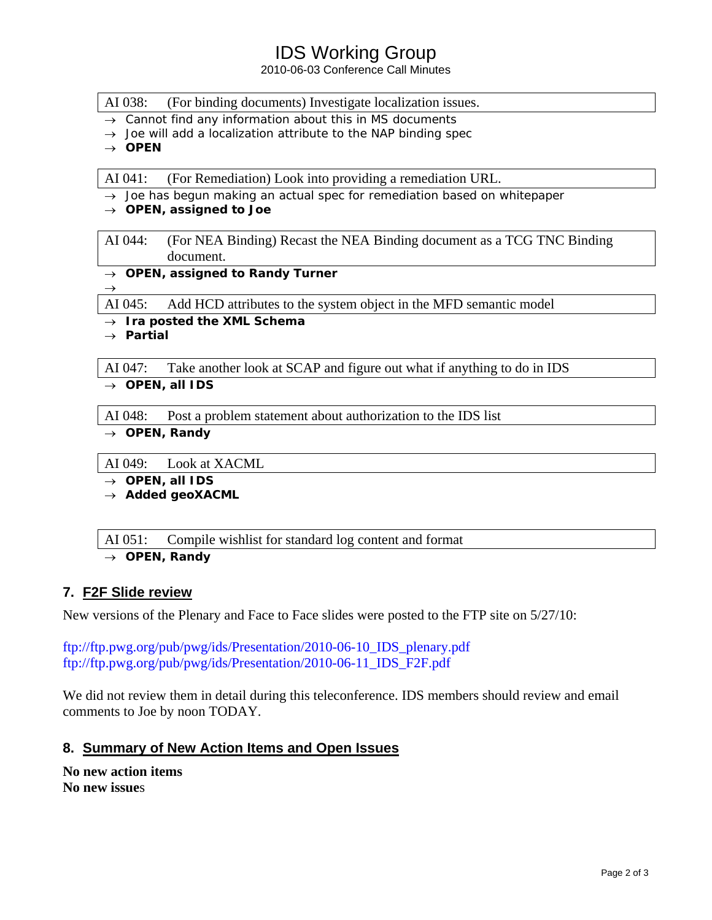| AI 038: (For binding documents) Investigate localization issues. |
|---|

- → Cannot find any information about this in MS documents
- → Joe will add a localization attribute to the NAP binding spec
- → **OPEN**

| AI 041: (For Remediation) Look into providing a remediation URL. |
|---|

- → Joe has begun making an actual spec for remediation based on whitepaper
- → **OPEN, assigned to Joe**

| AI 044: (For NEA Binding) Recast the NEA Binding document as a TCG TNC Binding document. |
|---|

- → **OPEN, assigned to Randy Turner**
- →

| AI 045: Add HCD attributes to the system object in the MFD semantic model |
|---|

- → **Ira posted the XML Schema**
- → **Partial**

| AI 047: Take another look at SCAP and figure out what if anything to do in IDS |
|---|

- → **OPEN, all IDS**

| AI 048: Post a problem statement about authorization to the IDS list |
|---|

- → **OPEN, Randy**

| AI 049: Look at XACML |
|---|

- → **OPEN, all IDS**
- → **Added geoXACML**

| AI 051: Compile wishlist for standard log content and format |
|---|

- → **OPEN, Randy**

## 7. F2F Slide review

New versions of the Plenary and Face to Face slides were posted to the FTP site on 5/27/10:

ftp://ftp.pwg.org/pub/pwg/ids/Presentation/2010-06-10_IDS_plenary.pdf
ftp://ftp.pwg.org/pub/pwg/ids/Presentation/2010-06-11_IDS_F2F.pdf

We did not review them in detail during this teleconference. IDS members should review and email comments to Joe by noon TODAY.

## 8. Summary of New Action Items and Open Issues

**No new action items**
**No new issues**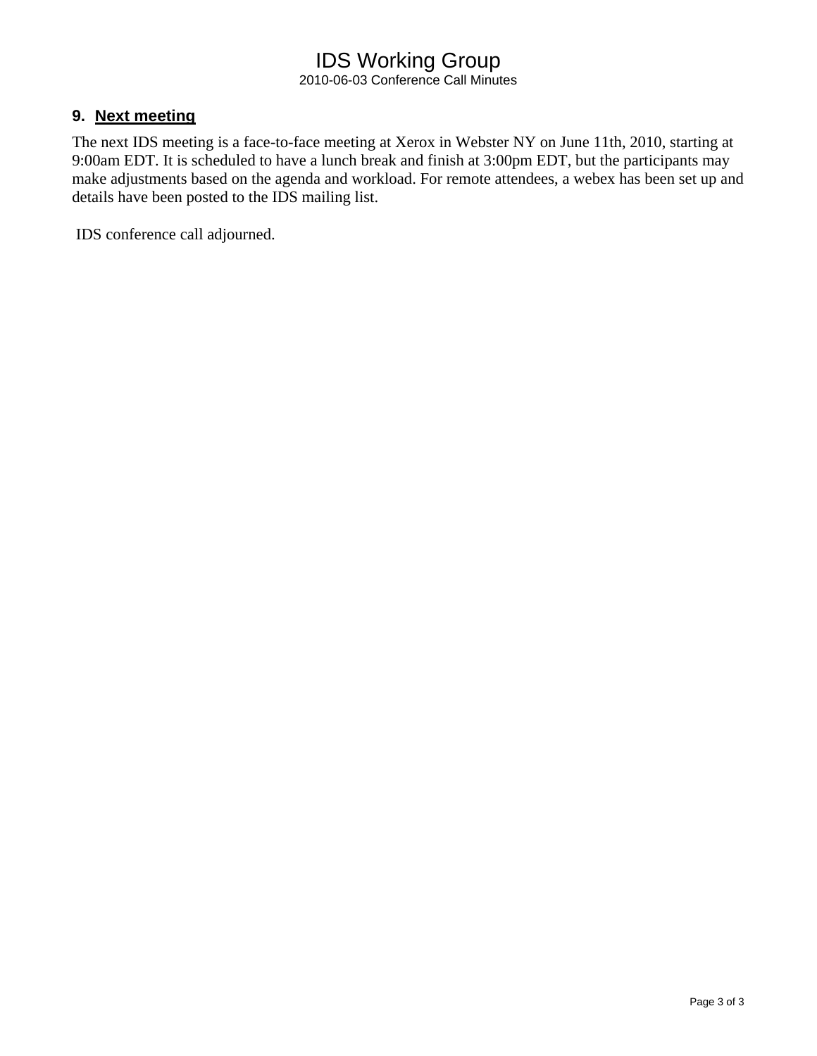## 9. Next meeting

The next IDS meeting is a face-to-face meeting at Xerox in Webster NY on June 11th, 2010, starting at 9:00am EDT. It is scheduled to have a lunch break and finish at 3:00pm EDT, but the participants may make adjustments based on the agenda and workload. For remote attendees, a webex has been set up and details have been posted to the IDS mailing list.

IDS conference call adjourned.